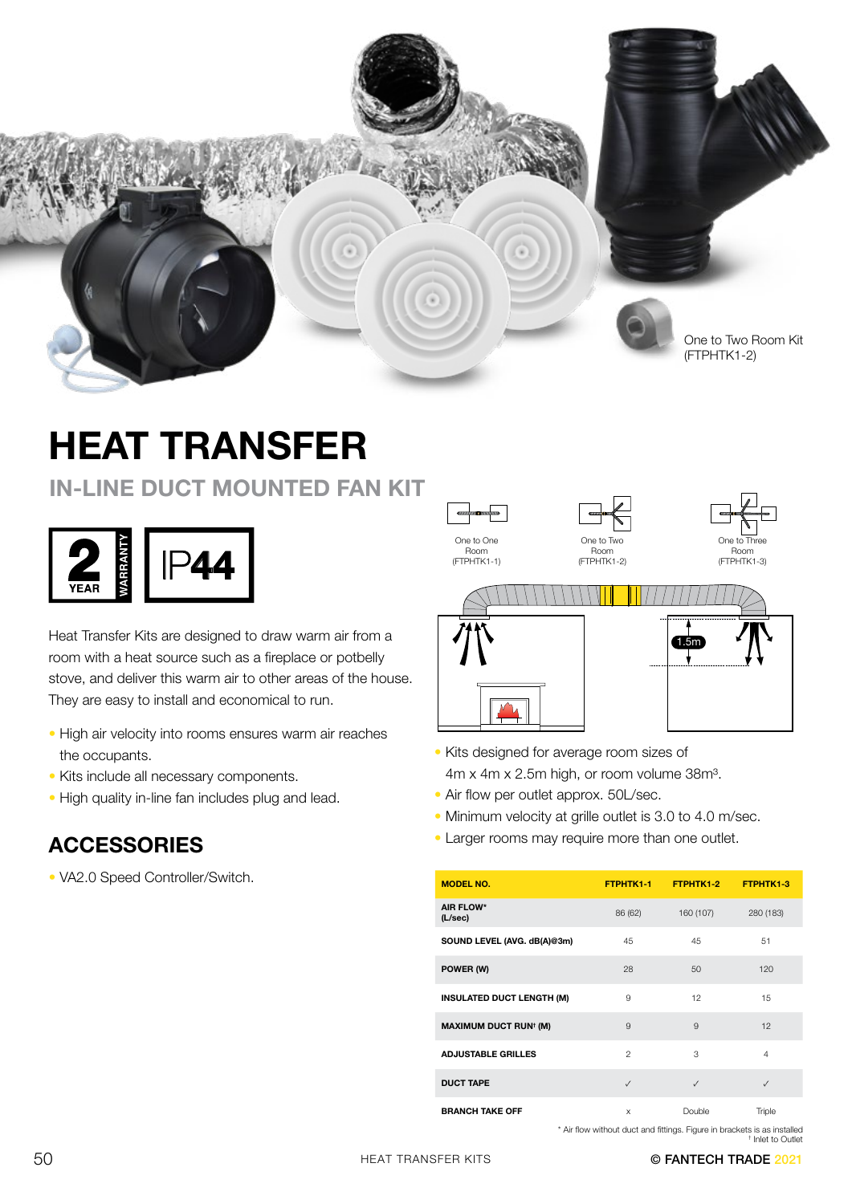One to Two Room Kit (FTPHTK1-2)

# HEAT TRANSFER

## IN-LINE DUCT MOUNTED FAN KIT

2 YEAR WARRANTY

IP44

Heat Transfer Kits are designed to draw warm air from a room with a heat source such as a fireplace or potbelly stove, and deliver this warm air to other areas of the house. They are easy to install and economical to run.

- High air velocity into rooms ensures warm air reaches the occupants.
- Kits include all necessary components.
- High quality in-line fan includes plug and lead.

## ACCESSORIES

- VA2.0 Speed Controller/Switch.

One to One Room (FTPHTK1-1)

One to Two Room (FTPHTK1-2)

One to Three Room (FTPHTK1-3)

1.5m

- Kits designed for average room sizes of 4m x 4m x 2.5m high, or room volume 38m³.
- Air flow per outlet approx. 50L/sec.
- Minimum velocity at grille outlet is 3.0 to 4.0 m/sec.
- Larger rooms may require more than one outlet.

| MODEL NO. | FTPHTK1-1 | FTPHTK1-2 | FTPHTK1-3 |
|---|---|---|---|
| AIR FLOW* (L/sec) | 86 (62) | 160 (107) | 280 (183) |
| SOUND LEVEL (AVG. dB(A)@3m) | 45 | 45 | 51 |
| POWER (W) | 28 | 50 | 120 |
| INSULATED DUCT LENGTH (M) | 9 | 12 | 15 |
| MAXIMUM DUCT RUN† (M) | 9 | 9 | 12 |
| ADJUSTABLE GRILLES | 2 | 3 | 4 |
| DUCT TAPE | ✓ | ✓ | ✓ |
| BRANCH TAKE OFF | x | Double | Triple |

\* Air flow without duct and fittings. Figure in brackets is as installed
† Inlet to Outlet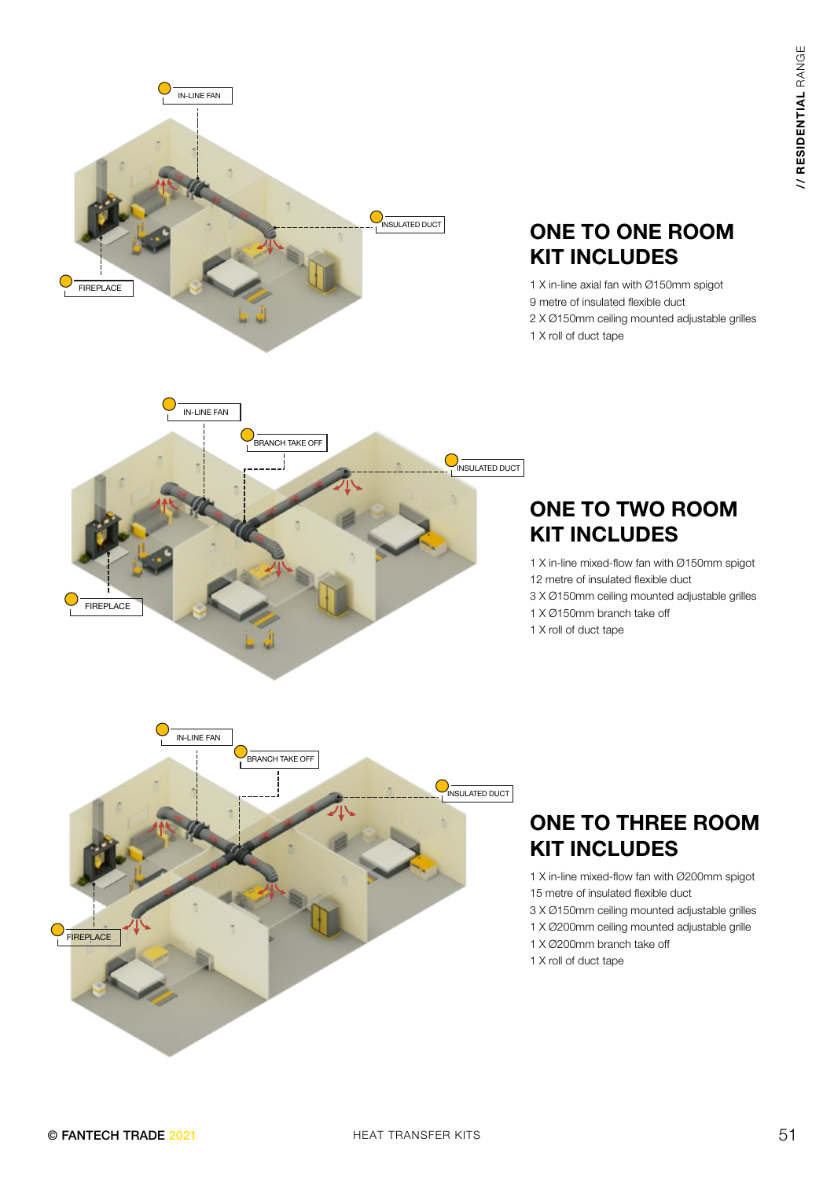IN-LINE FAN

INSULATED DUCT

FIREPLACE

## ONE TO ONE ROOM KIT INCLUDES

1 X in-line axial fan with Ø150mm spigot
9 metre of insulated flexible duct
2 X Ø150mm ceiling mounted adjustable grilles
1 X roll of duct tape

IN-LINE FAN

BRANCH TAKE OFF

INSULATED DUCT

FIREPLACE

## ONE TO TWO ROOM KIT INCLUDES

1 X in-line mixed-flow fan with Ø150mm spigot
12 metre of insulated flexible duct
3 X Ø150mm ceiling mounted adjustable grilles
1 X Ø150mm branch take off
1 X roll of duct tape

IN-LINE FAN

BRANCH TAKE OFF

INSULATED DUCT

FIREPLACE

## ONE TO THREE ROOM KIT INCLUDES

1 X in-line mixed-flow fan with Ø200mm spigot
15 metre of insulated flexible duct
3 X Ø150mm ceiling mounted adjustable grilles
1 X Ø200mm ceiling mounted adjustable grille
1 X Ø200mm branch take off
1 X roll of duct tape